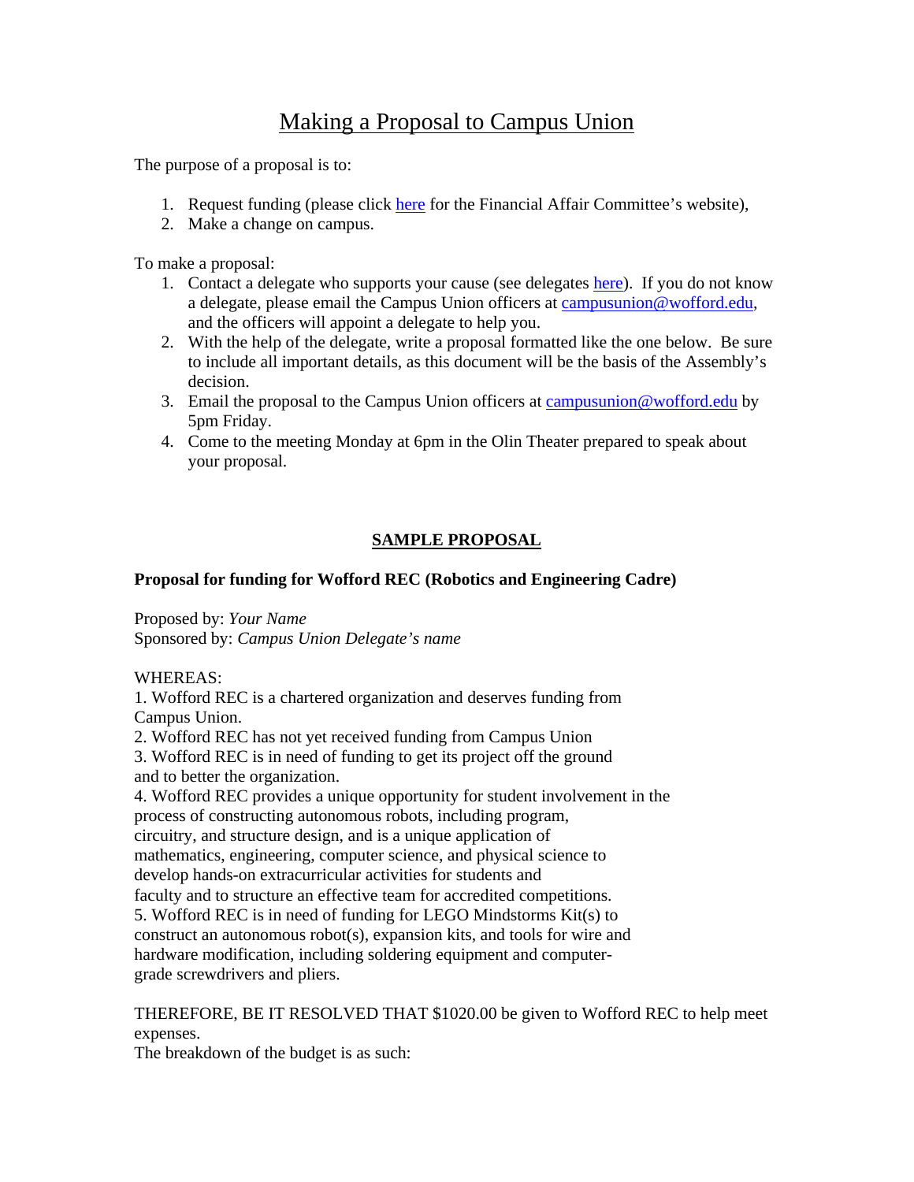# Making a Proposal to Campus Union

The purpose of a proposal is to:

1. Request funding (please click [here]() for the Financial Affair Committee's website),
2. Make a change on campus.

To make a proposal:

1. Contact a delegate who supports your cause (see delegates [here]()). If you do not know a delegate, please email the Campus Union officers at campusunion@wofford.edu, and the officers will appoint a delegate to help you.
2. With the help of the delegate, write a proposal formatted like the one below. Be sure to include all important details, as this document will be the basis of the Assembly's decision.
3. Email the proposal to the Campus Union officers at campusunion@wofford.edu by 5pm Friday.
4. Come to the meeting Monday at 6pm in the Olin Theater prepared to speak about your proposal.

## SAMPLE PROPOSAL

**Proposal for funding for Wofford REC (Robotics and Engineering Cadre)**

Proposed by: *Your Name*
Sponsored by: *Campus Union Delegate's name*

WHEREAS:
1. Wofford REC is a chartered organization and deserves funding from Campus Union.
2. Wofford REC has not yet received funding from Campus Union
3. Wofford REC is in need of funding to get its project off the ground and to better the organization.
4. Wofford REC provides a unique opportunity for student involvement in the process of constructing autonomous robots, including program, circuitry, and structure design, and is a unique application of mathematics, engineering, computer science, and physical science to develop hands-on extracurricular activities for students and faculty and to structure an effective team for accredited competitions.
5. Wofford REC is in need of funding for LEGO Mindstorms Kit(s) to construct an autonomous robot(s), expansion kits, and tools for wire and hardware modification, including soldering equipment and computer-grade screwdrivers and pliers.

THEREFORE, BE IT RESOLVED THAT $1020.00 be given to Wofford REC to help meet expenses.
The breakdown of the budget is as such: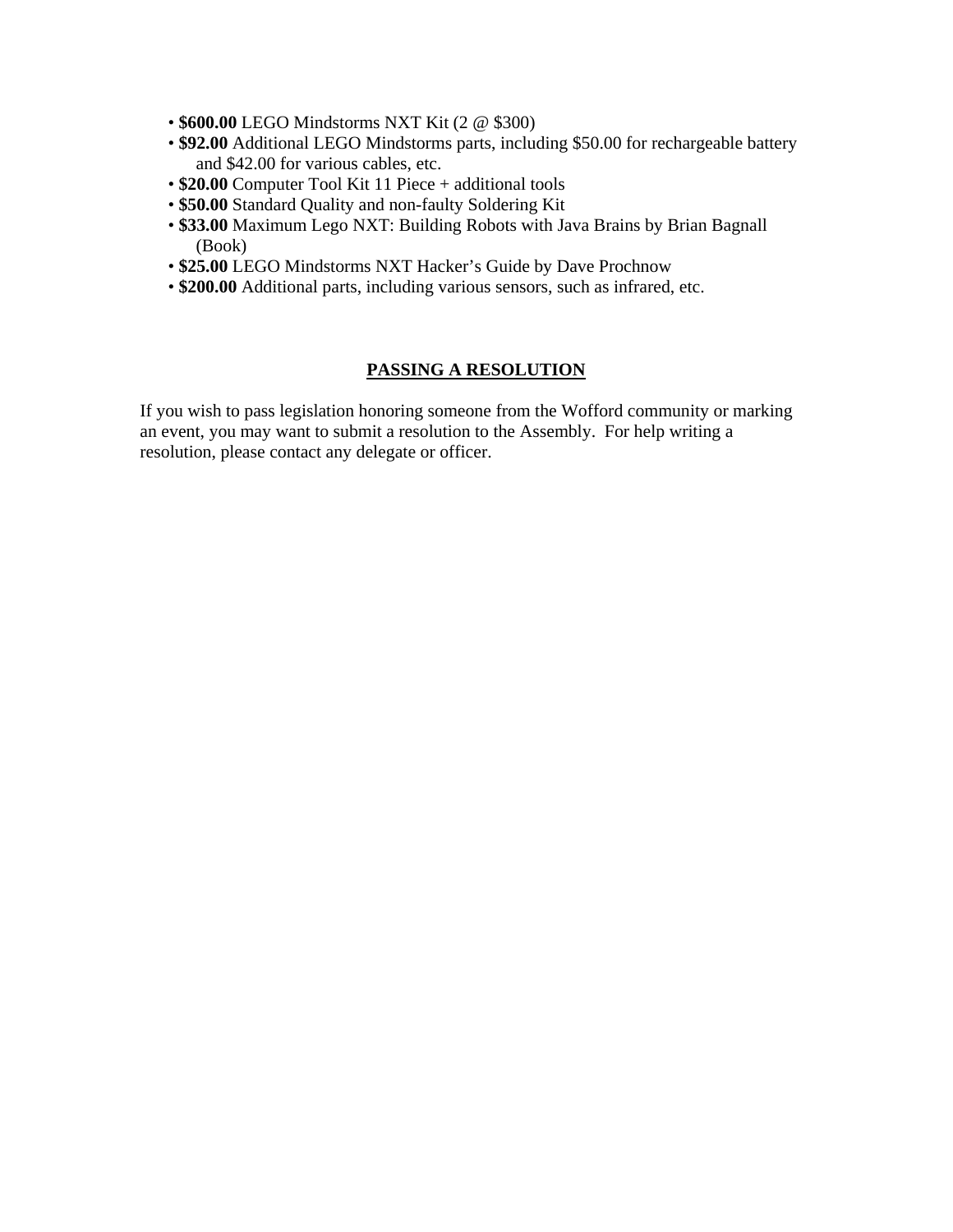- **$600.00** LEGO Mindstorms NXT Kit (2 @ $300)
- **$92.00** Additional LEGO Mindstorms parts, including $50.00 for rechargeable battery and $42.00 for various cables, etc.
- **$20.00** Computer Tool Kit 11 Piece + additional tools
- **$50.00** Standard Quality and non-faulty Soldering Kit
- **$33.00** Maximum Lego NXT: Building Robots with Java Brains by Brian Bagnall (Book)
- **$25.00** LEGO Mindstorms NXT Hacker's Guide by Dave Prochnow
- **$200.00** Additional parts, including various sensors, such as infrared, etc.

## PASSING A RESOLUTION

If you wish to pass legislation honoring someone from the Wofford community or marking an event, you may want to submit a resolution to the Assembly. For help writing a resolution, please contact any delegate or officer.